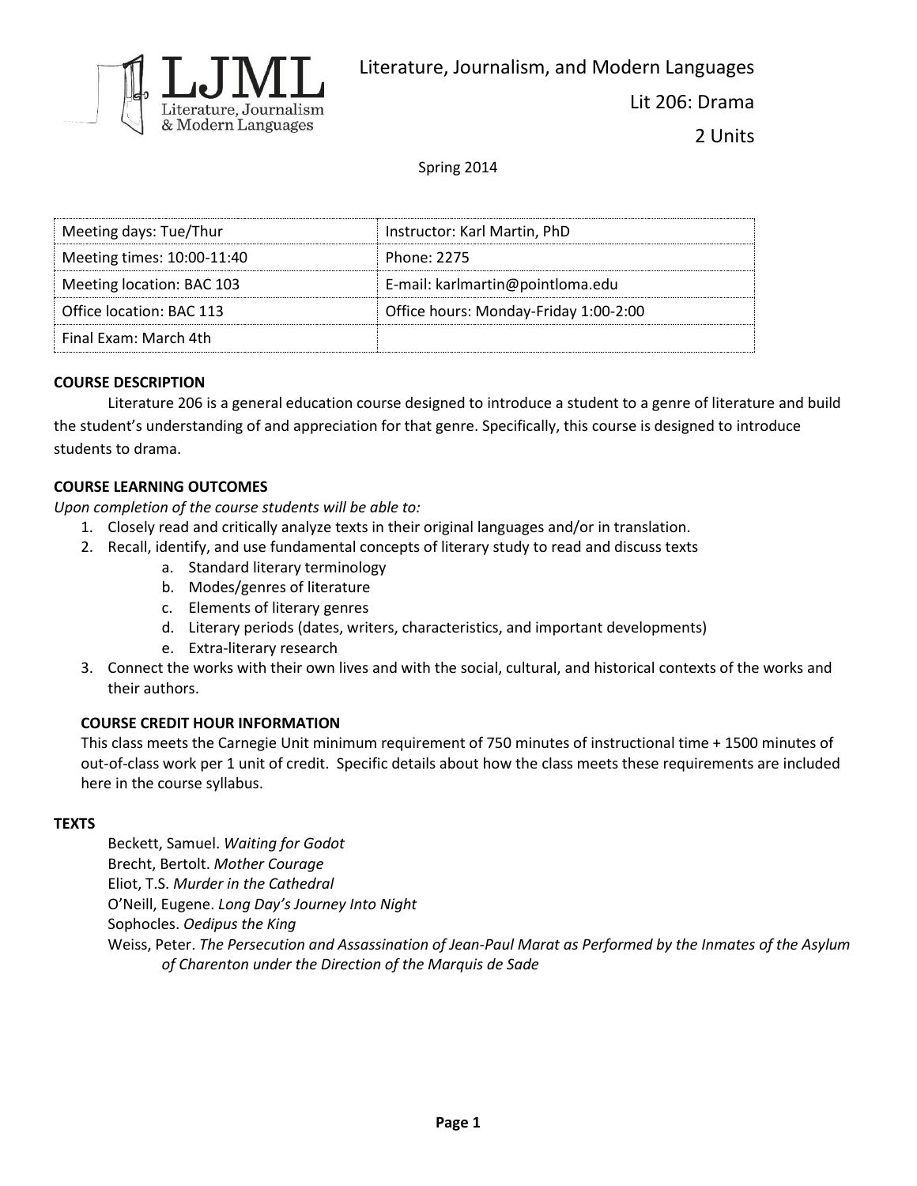Literature, Journalism, and Modern Languages

Lit 206: Drama

2 Units

Spring 2014

| Meeting days: Tue/Thur | Instructor: Karl Martin, PhD |
|---|---|
| Meeting times: 10:00-11:40 | Phone: 2275 |
| Meeting location: BAC 103 | E-mail: karlmartin@pointloma.edu |
| Office location: BAC 113 | Office hours: Monday-Friday 1:00-2:00 |
| Final Exam: March 4th | |

## COURSE DESCRIPTION

Literature 206 is a general education course designed to introduce a student to a genre of literature and build the student's understanding of and appreciation for that genre. Specifically, this course is designed to introduce students to drama.

## COURSE LEARNING OUTCOMES

*Upon completion of the course students will be able to:*

1. Closely read and critically analyze texts in their original languages and/or in translation.
2. Recall, identify, and use fundamental concepts of literary study to read and discuss texts
    a. Standard literary terminology
    b. Modes/genres of literature
    c. Elements of literary genres
    d. Literary periods (dates, writers, characteristics, and important developments)
    e. Extra-literary research
3. Connect the works with their own lives and with the social, cultural, and historical contexts of the works and their authors.

### COURSE CREDIT HOUR INFORMATION

This class meets the Carnegie Unit minimum requirement of 750 minutes of instructional time + 1500 minutes of out-of-class work per 1 unit of credit. Specific details about how the class meets these requirements are included here in the course syllabus.

## TEXTS

Beckett, Samuel. *Waiting for Godot*
Brecht, Bertolt. *Mother Courage*
Eliot, T.S. *Murder in the Cathedral*
O'Neill, Eugene. *Long Day's Journey Into Night*
Sophocles. *Oedipus the King*
Weiss, Peter. *The Persecution and Assassination of Jean-Paul Marat as Performed by the Inmates of the Asylum of Charenton under the Direction of the Marquis de Sade*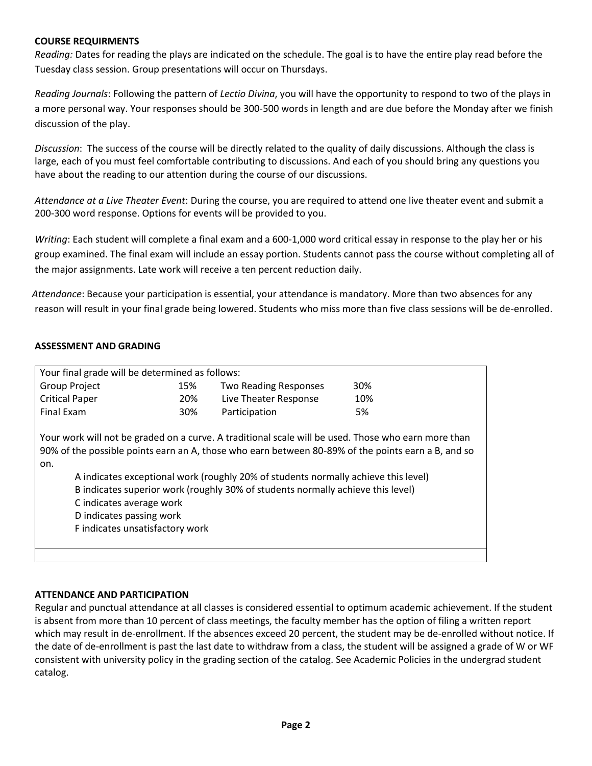## COURSE REQUIRMENTS

*Reading:* Dates for reading the plays are indicated on the schedule. The goal is to have the entire play read before the Tuesday class session. Group presentations will occur on Thursdays.

*Reading Journals*: Following the pattern of *Lectio Divina*, you will have the opportunity to respond to two of the plays in a more personal way. Your responses should be 300-500 words in length and are due before the Monday after we finish discussion of the play.

*Discussion*: The success of the course will be directly related to the quality of daily discussions. Although the class is large, each of you must feel comfortable contributing to discussions. And each of you should bring any questions you have about the reading to our attention during the course of our discussions.

*Attendance at a Live Theater Event*: During the course, you are required to attend one live theater event and submit a 200-300 word response. Options for events will be provided to you.

*Writing*: Each student will complete a final exam and a 600-1,000 word critical essay in response to the play her or his group examined. The final exam will include an essay portion. Students cannot pass the course without completing all of the major assignments. Late work will receive a ten percent reduction daily.

*Attendance*: Because your participation is essential, your attendance is mandatory. More than two absences for any reason will result in your final grade being lowered. Students who miss more than five class sessions will be de-enrolled.

## ASSESSMENT AND GRADING

Your final grade will be determined as follows:

| Component | Weight | Component | Weight |
|---|---|---|---|
| Group Project | 15% | Two Reading Responses | 30% |
| Critical Paper | 20% | Live Theater Response | 10% |
| Final Exam | 30% | Participation | 5% |

Your work will not be graded on a curve. A traditional scale will be used. Those who earn more than 90% of the possible points earn an A, those who earn between 80-89% of the points earn a B, and so on.

- A indicates exceptional work (roughly 20% of students normally achieve this level)
- B indicates superior work (roughly 30% of students normally achieve this level)
- C indicates average work
- D indicates passing work
- F indicates unsatisfactory work

## ATTENDANCE AND PARTICIPATION

Regular and punctual attendance at all classes is considered essential to optimum academic achievement. If the student is absent from more than 10 percent of class meetings, the faculty member has the option of filing a written report which may result in de-enrollment. If the absences exceed 20 percent, the student may be de-enrolled without notice. If the date of de-enrollment is past the last date to withdraw from a class, the student will be assigned a grade of W or WF consistent with university policy in the grading section of the catalog. See Academic Policies in the undergrad student catalog.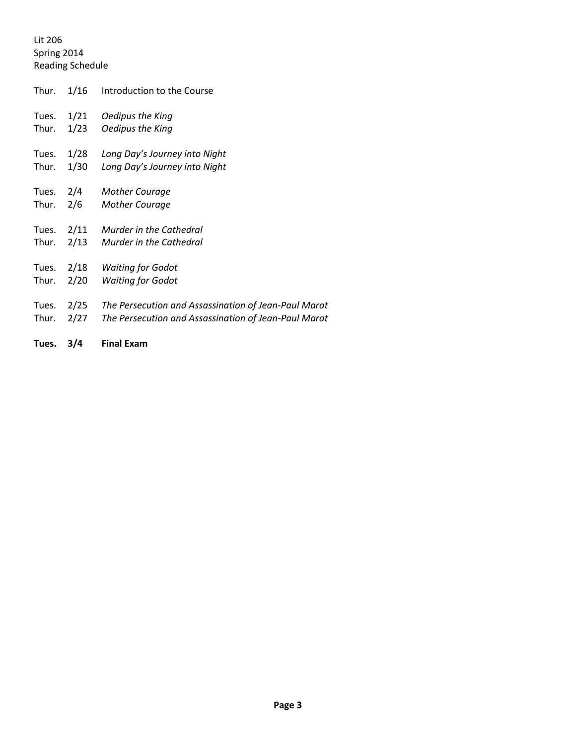Lit 206
Spring 2014
Reading Schedule

| | | |
|---|---|---|
| Thur. | 1/16 | Introduction to the Course |
| Tues. | 1/21 | *Oedipus the King* |
| Thur. | 1/23 | *Oedipus the King* |
| Tues. | 1/28 | *Long Day's Journey into Night* |
| Thur. | 1/30 | *Long Day's Journey into Night* |
| Tues. | 2/4 | *Mother Courage* |
| Thur. | 2/6 | *Mother Courage* |
| Tues. | 2/11 | *Murder in the Cathedral* |
| Thur. | 2/13 | *Murder in the Cathedral* |
| Tues. | 2/18 | *Waiting for Godot* |
| Thur. | 2/20 | *Waiting for Godot* |
| Tues. | 2/25 | *The Persecution and Assassination of Jean-Paul Marat* |
| Thur. | 2/27 | *The Persecution and Assassination of Jean-Paul Marat* |
| **Tues.** | **3/4** | **Final Exam** |